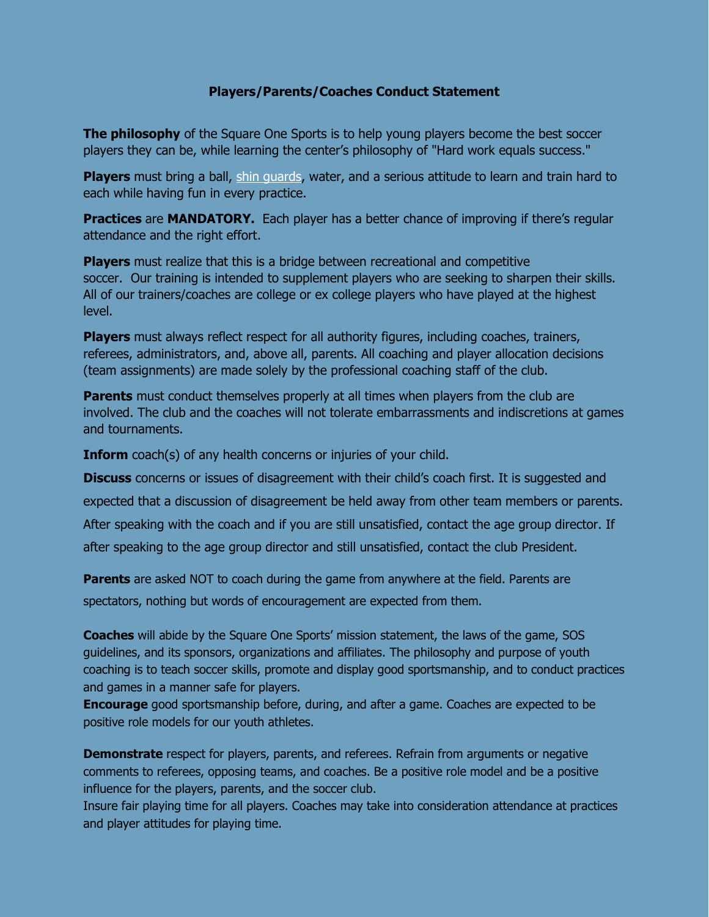# Players/Parents/Coaches Conduct Statement

**The philosophy** of the Square One Sports is to help young players become the best soccer players they can be, while learning the center's philosophy of "Hard work equals success."

**Players** must bring a ball, shin guards, water, and a serious attitude to learn and train hard to each while having fun in every practice.

**Practices** are **MANDATORY.** Each player has a better chance of improving if there's regular attendance and the right effort.

**Players** must realize that this is a bridge between recreational and competitive soccer. Our training is intended to supplement players who are seeking to sharpen their skills. All of our trainers/coaches are college or ex college players who have played at the highest level.

**Players** must always reflect respect for all authority figures, including coaches, trainers, referees, administrators, and, above all, parents. All coaching and player allocation decisions (team assignments) are made solely by the professional coaching staff of the club.

**Parents** must conduct themselves properly at all times when players from the club are involved. The club and the coaches will not tolerate embarrassments and indiscretions at games and tournaments.

**Inform** coach(s) of any health concerns or injuries of your child.

**Discuss** concerns or issues of disagreement with their child's coach first. It is suggested and expected that a discussion of disagreement be held away from other team members or parents. After speaking with the coach and if you are still unsatisfied, contact the age group director. If after speaking to the age group director and still unsatisfied, contact the club President.

**Parents** are asked NOT to coach during the game from anywhere at the field. Parents are spectators, nothing but words of encouragement are expected from them.

**Coaches** will abide by the Square One Sports' mission statement, the laws of the game, SOS guidelines, and its sponsors, organizations and affiliates. The philosophy and purpose of youth coaching is to teach soccer skills, promote and display good sportsmanship, and to conduct practices and games in a manner safe for players.

**Encourage** good sportsmanship before, during, and after a game. Coaches are expected to be positive role models for our youth athletes.

**Demonstrate** respect for players, parents, and referees. Refrain from arguments or negative comments to referees, opposing teams, and coaches. Be a positive role model and be a positive influence for the players, parents, and the soccer club.

Insure fair playing time for all players. Coaches may take into consideration attendance at practices and player attitudes for playing time.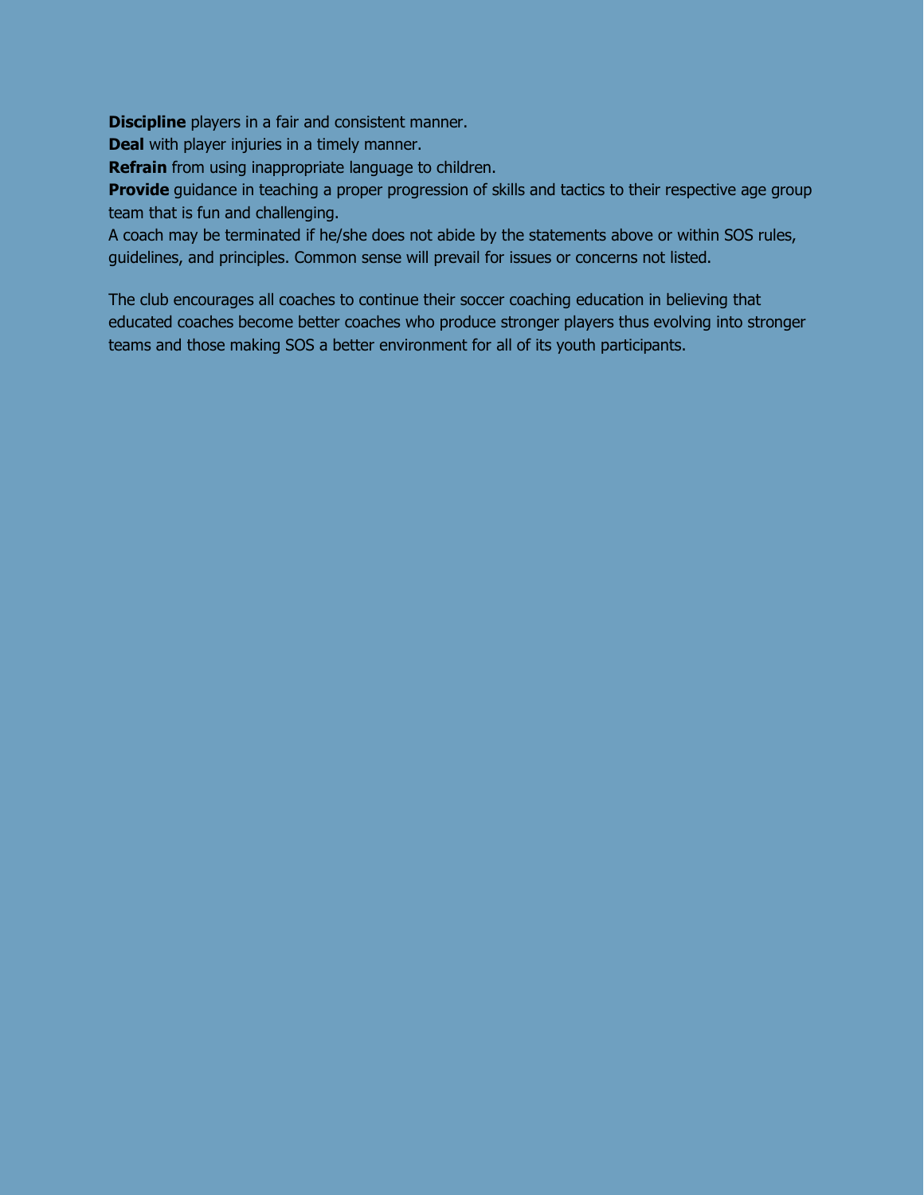**Discipline** players in a fair and consistent manner.
**Deal** with player injuries in a timely manner.
**Refrain** from using inappropriate language to children.
**Provide** guidance in teaching a proper progression of skills and tactics to their respective age group team that is fun and challenging.
A coach may be terminated if he/she does not abide by the statements above or within SOS rules, guidelines, and principles. Common sense will prevail for issues or concerns not listed.

The club encourages all coaches to continue their soccer coaching education in believing that educated coaches become better coaches who produce stronger players thus evolving into stronger teams and those making SOS a better environment for all of its youth participants.